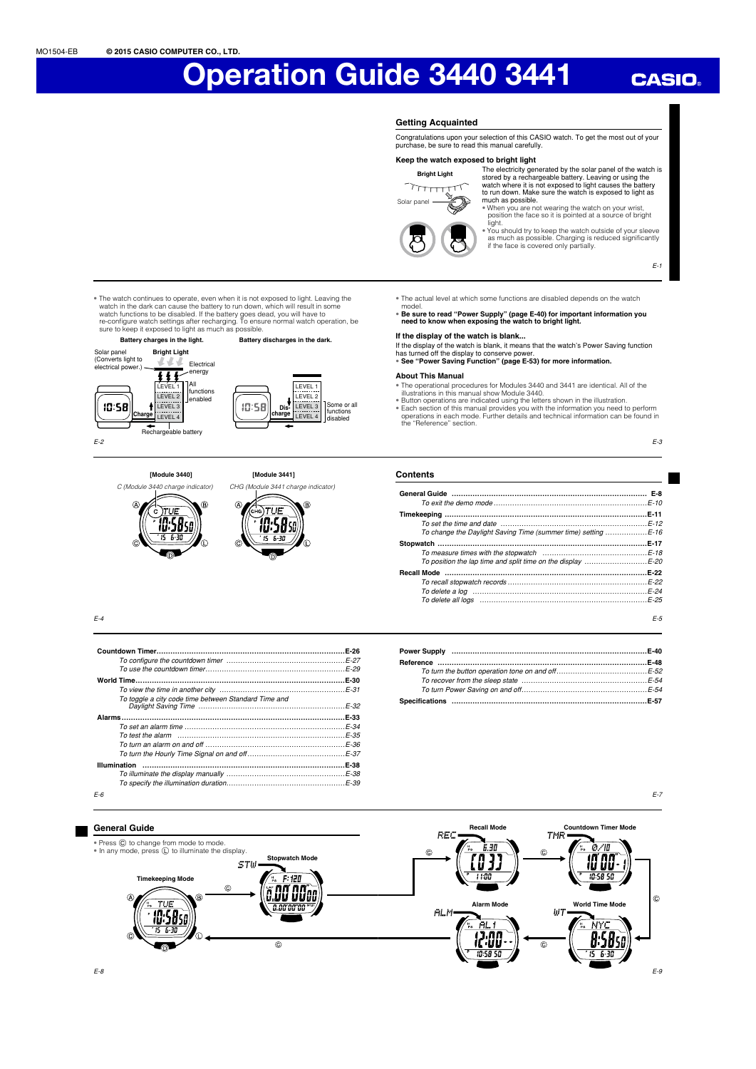MO1504-EB © 2015 CASIO COMPUTER CO., LTD.

# Operation Guide 3440 3441

CASIO

## Getting Acquainted

Congratulations upon your selection of this CASIO watch. To get the most out of your purchase, be sure to read this manual carefully.

### Keep the watch exposed to bright light

Bright Light

Solar panel

The electricity generated by the solar panel of the watch is stored by a rechargeable battery. Leaving or using the watch where it is not exposed to light causes the battery to run down. Make sure the watch is exposed to light as much as possible.

- When you are not wearing the watch on your wrist, position the face so it is pointed at a source of bright light.
- You should try to keep the watch outside of your sleeve as much as possible. Charging is reduced significantly if the face is covered only partially.

- The watch continues to operate, even when it is not exposed to light. Leaving the watch in the dark can cause the battery to run down, which will result in some watch functions to be disabled. If the battery goes dead, you will have to re-configure watch settings after recharging. To ensure normal watch operation, be sure to keep it exposed to light as much as possible.

**Battery charges in the light.** **Battery discharges in the dark.**

Solar panel (Converts light to electrical power.) Bright Light Electrical energy LEVEL 1 LEVEL 2 LEVEL 3 LEVEL 4 All functions enabled Charge Rechargeable battery

Discharge LEVEL 1 LEVEL 2 LEVEL 3 LEVEL 4 Some or all functions disabled

- The actual level at which some functions are disabled depends on the watch model.
- **Be sure to read "Power Supply" (page E-40) for important information you need to know when exposing the watch to bright light.**

### If the display of the watch is blank...

If the display of the watch is blank, it means that the watch's Power Saving function has turned off the display to conserve power.

- **See "Power Saving Function" (page E-53) for more information.**

### About This Manual

- The operational procedures for Modules 3440 and 3441 are identical. All of the illustrations in this manual show Module 3440.
- Button operations are indicated using the letters shown in the illustration.
- Each section of this manual provides you with the information you need to perform operations in each mode. Further details and technical information can be found in the "Reference" section.

**[Module 3440]** **[Module 3441]**

C (Module 3440 charge indicator) CHG (Module 3441 charge indicator)

## Contents

| | |
|---|---|
| **General Guide** | **E-8** |
| *To exit the demo mode* | *E-10* |
| **Timekeeping** | **E-11** |
| *To set the time and date* | *E-12* |
| *To change the Daylight Saving Time (summer time) setting* | *E-16* |
| **Stopwatch** | **E-17** |
| *To measure times with the stopwatch* | *E-18* |
| *To position the lap time and split time on the display* | *E-20* |
| **Recall Mode** | **E-22** |
| *To recall stopwatch records* | *E-22* |
| *To delete a log* | *E-24* |
| *To delete all logs* | *E-25* |
| **Countdown Timer** | **E-26** |
| *To configure the countdown timer* | *E-27* |
| *To use the countdown timer* | *E-29* |
| **World Time** | **E-30** |
| *To view the time in another city* | *E-31* |
| *To toggle a city code time between Standard Time and Daylight Saving Time* | *E-32* |
| **Alarms** | **E-33** |
| *To set an alarm time* | *E-34* |
| *To test the alarm* | *E-35* |
| *To turn an alarm on and off* | *E-36* |
| *To turn the Hourly Time Signal on and off* | *E-37* |
| **Illumination** | **E-38** |
| *To illuminate the display manually* | *E-38* |
| *To specify the illumination duration* | *E-39* |
| **Power Supply** | **E-40** |
| **Reference** | **E-48** |
| *To turn the button operation tone on and off* | *E-52* |
| *To recover from the sleep state* | *E-54* |
| *To turn Power Saving on and off* | *E-54* |
| **Specifications** | **E-57** |

## General Guide

- Press Ⓒ to change from mode to mode.
- In any mode, press Ⓛ to illuminate the display.

Timekeeping Mode → Ⓒ → Stopwatch Mode (STW) → Ⓒ → Recall Mode (REC) → Ⓒ → Countdown Timer Mode (TMR) → Ⓒ → World Time Mode (WT) → Ⓒ → Alarm Mode (ALM) → Ⓒ → Timekeeping Mode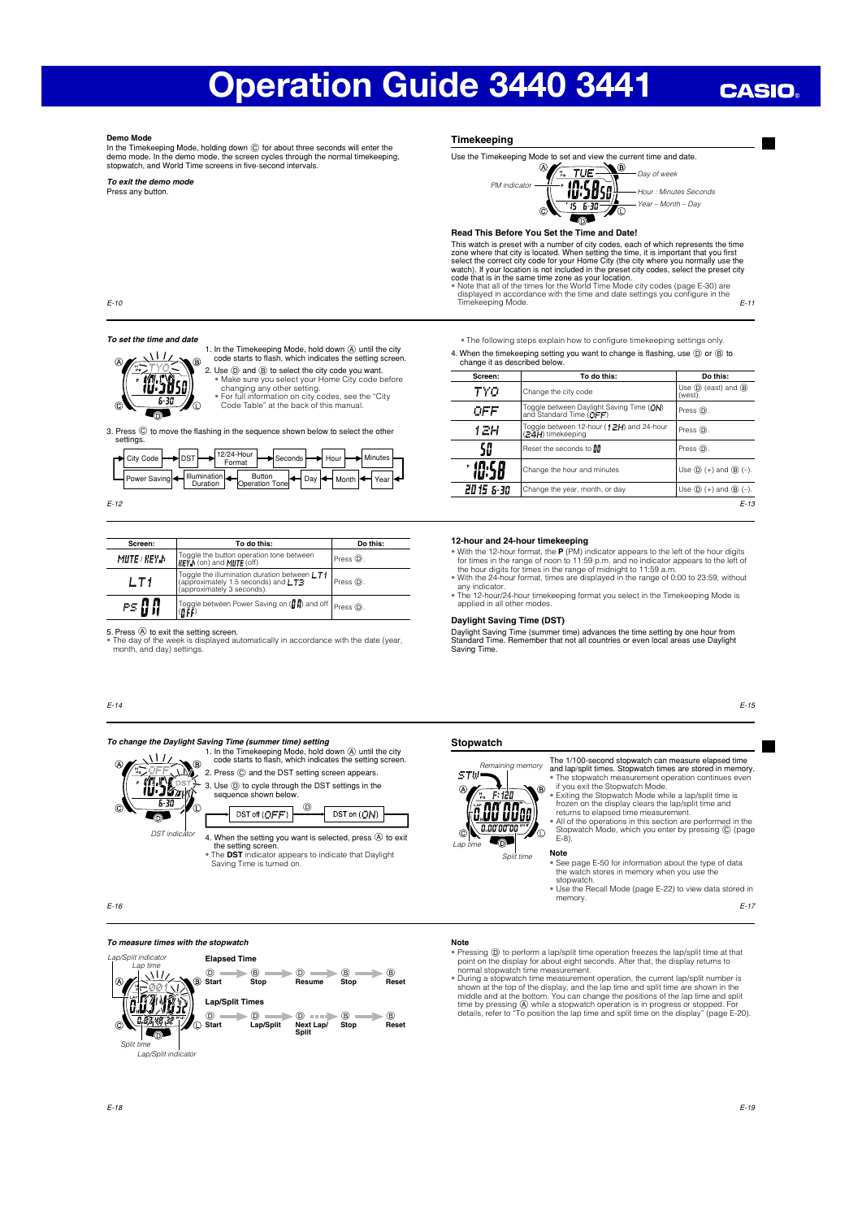# Operation Guide 3440 3441

### Demo Mode

In the Timekeeping Mode, holding down Ⓒ for about three seconds will enter the demo mode. In the demo mode, the screen cycles through the normal timekeeping, stopwatch, and World Time screens in five-second intervals.

***To exit the demo mode***

Press any button.

## Timekeeping

Use the Timekeeping Mode to set and view the current time and date.

PM indicator — Day of week — Hour : Minutes Seconds — Year – Month – Day

### Read This Before You Set the Time and Date!

This watch is preset with a number of city codes, each of which represents the time zone where that city is located. When setting the time, it is important that you first select the correct city code for your Home City (the city where you normally use the watch). If your location is not included in the preset city codes, select the preset city code that is in the same time zone as your location.

- Note that all of the times for the World Time Mode city codes (page E-30) are displayed in accordance with the time and date settings you configure in the Timekeeping Mode.

***To set the time and date***

1. In the Timekeeping Mode, hold down Ⓐ until the city code starts to flash, which indicates the setting screen.
2. Use Ⓓ and Ⓑ to select the city code you want.
   - Make sure you select your Home City code before changing any other setting.
   - For full information on city codes, see the "City Code Table" at the back of this manual.
3. Press Ⓒ to move the flashing in the sequence shown below to select the other settings.

City Code → DST → 12/24-Hour Format → Seconds → Hour → Minutes → Year → Month → Day → Button Operation Tone → Illumination Duration → Power Saving → City Code

- The following steps explain how to configure timekeeping settings only.

4. When the timekeeping setting you want to change is flashing, use Ⓓ or Ⓑ to change it as described below.

| Screen: | To do this: | Do this: |
|---|---|---|
| TYO | Change the city code | Use Ⓓ (east) and Ⓑ (west). |
| OFF | Toggle between Daylight Saving Time (ON) and Standard Time (OFF) | Press Ⓓ. |
| 12H | Toggle between 12-hour (12H) and 24-hour (24H) timekeeping | Press Ⓓ. |
| 50 | Reset the seconds to 00 | Press Ⓓ. |
| 10:58 | Change the hour and minutes | Use Ⓓ (+) and Ⓑ (–). |
| 2015 6-30 | Change the year, month, or day | Use Ⓓ (+) and Ⓑ (–). |
| MUTE / KEY♪ | Toggle the button operation tone between KEY♪ (on) and MUTE (off) | Press Ⓓ. |
| LT1 | Toggle the illumination duration between LT1 (approximately 1.5 seconds) and LT3 (approximately 3 seconds). | Press Ⓓ. |
| PS ON | Toggle between Power Saving on (ON) and off (OFF) | Press Ⓓ. |

5. Press Ⓐ to exit the setting screen.

- The day of the week is displayed automatically in accordance with the date (year, month, and day) settings.

### 12-hour and 24-hour timekeeping

- With the 12-hour format, the **P** (PM) indicator appears to the left of the hour digits for times in the range of noon to 11:59 p.m. and no indicator appears to the left of the hour digits for times in the range of midnight to 11:59 a.m.
- With the 24-hour format, times are displayed in the range of 0:00 to 23:59, without any indicator.
- The 12-hour/24-hour timekeeping format you select in the Timekeeping Mode is applied in all other modes.

### Daylight Saving Time (DST)

Daylight Saving Time (summer time) advances the time setting by one hour from Standard Time. Remember that not all countries or even local areas use Daylight Saving Time.

***To change the Daylight Saving Time (summer time) setting***

1. In the Timekeeping Mode, hold down Ⓐ until the city code starts to flash, which indicates the setting screen.
2. Press Ⓒ and the DST setting screen appears.
3. Use Ⓓ to cycle through the DST settings in the sequence shown below.

DST off (OFF) ⇄ Ⓓ ⇄ DST on (ON)

4. When the setting you want is selected, press Ⓐ to exit the setting screen.
   - The **DST** indicator appears to indicate that Daylight Saving Time is turned on.

DST indicator

## Stopwatch

Remaining memory — Lap time — Split time

The 1/100-second stopwatch can measure elapsed time and lap/split times. Stopwatch times are stored in memory.

- The stopwatch measurement operation continues even if you exit the Stopwatch Mode.
- Exiting the Stopwatch Mode while a lap/split time is frozen on the display clears the lap/split time and returns to elapsed time measurement.
- All of the operations in this section are performed in the Stopwatch Mode, which you enter by pressing Ⓒ (page E-8).

**Note**

- See page E-50 for information about the type of data the watch stores in memory when you use the stopwatch.
- Use the Recall Mode (page E-22) to view data stored in memory.

***To measure times with the stopwatch***

Lap/Split indicator — Lap time — Split time — Lap/Split indicator

**Elapsed Time**

Ⓓ Start → Ⓑ Stop → Ⓓ Resume → Ⓑ Stop → Ⓑ Reset

**Lap/Split Times**

Ⓓ Start → Ⓓ Lap/Split → Ⓓ Next Lap/Split → Ⓑ Stop → Ⓑ Reset

**Note**

- Pressing Ⓓ to perform a lap/split time operation freezes the lap/split time at that point on the display for about eight seconds. After that, the display returns to normal stopwatch time measurement.
- During a stopwatch time measurement operation, the current lap/split number is shown at the top of the display, and the lap time and split time are shown in the middle and at the bottom. You can change the positions of the lap time and split time by pressing Ⓐ while a stopwatch operation is in progress or stopped. For details, refer to "To position the lap time and split time on the display" (page E-20).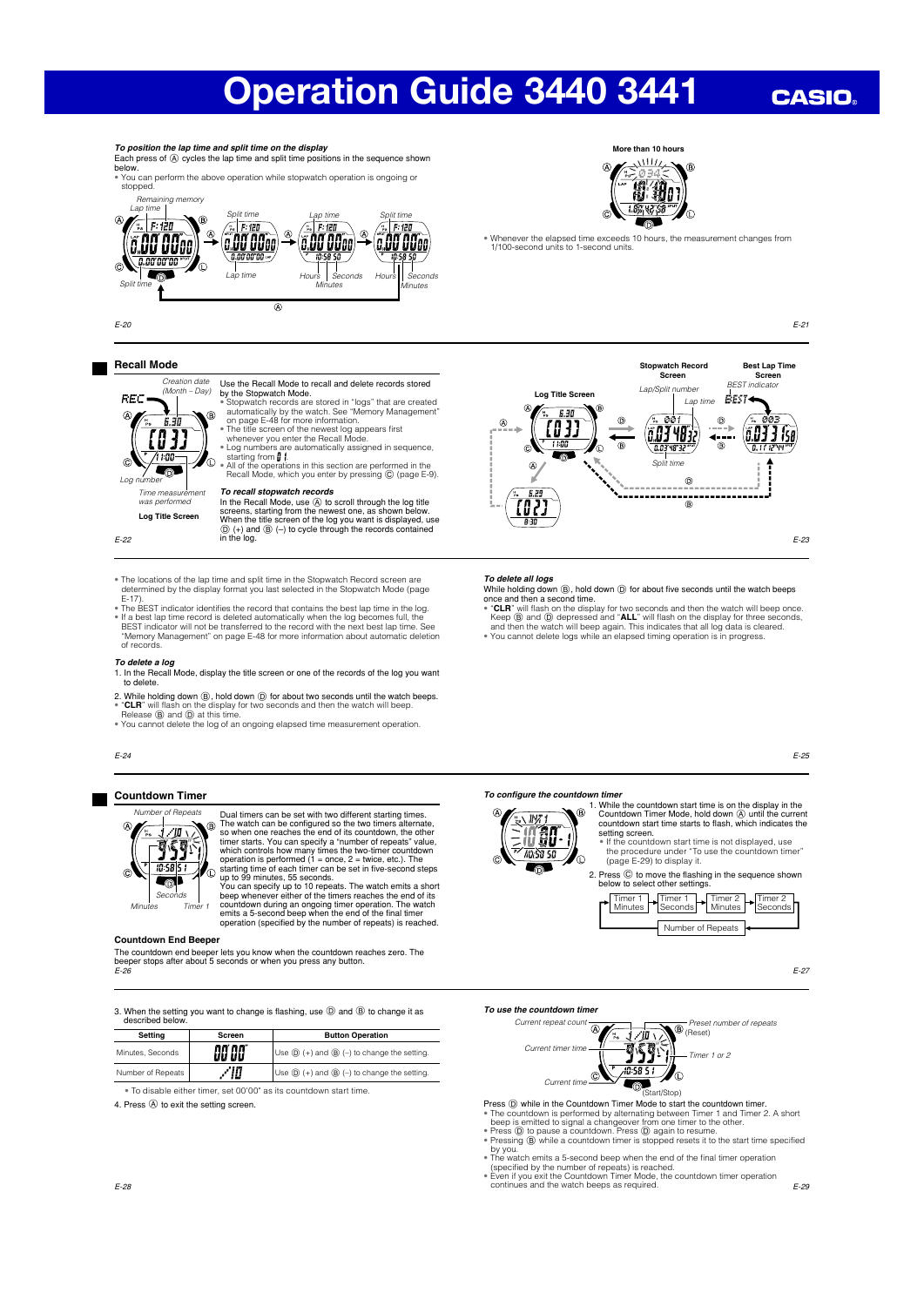# Operation Guide 3440 3441

*To position the lap time and split time on the display*

Each press of Ⓐ cycles the lap time and split time positions in the sequence shown below.

- You can perform the above operation while stopwatch operation is ongoing or stopped.

- Whenever the elapsed time exceeds 10 hours, the measurement changes from 1/100-second units to 1-second units.

## Recall Mode

Use the Recall Mode to recall and delete records stored by the Stopwatch Mode.

- Stopwatch records are stored in "logs" that are created automatically by the watch. See "Memory Management" on page E-48 for more information.
- The title screen of the newest log appears first whenever you enter the Recall Mode.
- Log numbers are automatically assigned in sequence, starting from 01.
- All of the operations in this section are performed in the Recall Mode, which you enter by pressing Ⓒ (page E-9).

*To recall stopwatch records*

In the Recall Mode, use Ⓐ to scroll through the log title screens, starting from the newest one, as shown below. When the title screen of the log you want is displayed, use Ⓓ (+) and Ⓑ (–) to cycle through the records contained in the log.

- The locations of the lap time and split time in the Stopwatch Record screen are determined by the display format you last selected in the Stopwatch Mode (page E-17).
- The BEST indicator identifies the record that contains the best lap time in the log.
- If a best lap time record is deleted automatically when the log becomes full, the BEST indicator will not be transferred to the record with the next best lap time. See "Memory Management" on page E-48 for more information about automatic deletion of records.

*To delete a log*

1. In the Recall Mode, display the title screen or one of the records of the log you want to delete.
2. While holding down Ⓑ, hold down Ⓓ for about two seconds until the watch beeps.
   - "**CLR**" will flash on the display for two seconds and then the watch will beep. Release Ⓑ and Ⓓ at this time.
   - You cannot delete the log of an ongoing elapsed time measurement operation.

*To delete all logs*

While holding down Ⓑ, hold down Ⓓ for about five seconds until the watch beeps once and then a second time.

- "**CLR**" will flash on the display for two seconds and then the watch will beep once. Keep Ⓑ and Ⓓ depressed and "**ALL**" will flash on the display for three seconds, and then the watch will beep again. This indicates that all log data is cleared.
- You cannot delete logs while an elapsed timing operation is in progress.

## Countdown Timer

Dual timers can be set with two different starting times. The watch can be configured so the two timers alternate, so when one reaches the end of its countdown, the other timer starts. You can specify a "number of repeats" value, which controls how many times the two-timer countdown operation is performed (1 = once, 2 = twice, etc.). The starting time of each timer can be set in five-second steps up to 99 minutes, 55 seconds.

You can specify up to 10 repeats. The watch emits a short beep whenever either of the timers reaches the end of its countdown during an ongoing timer operation. The watch emits a 5-second beep when the end of the final timer operation (specified by the number of repeats) is reached.

### Countdown End Beeper

The countdown end beeper lets you know when the countdown reaches zero. The beeper stops after about 5 seconds or when you press any button.

*To configure the countdown timer*

1. While the countdown start time is on the display in the Countdown Timer Mode, hold down Ⓐ until the current countdown start time starts to flash, which indicates the setting screen.
   - If the countdown start time is not displayed, use the procedure under "To use the countdown timer" (page E-29) to display it.
2. Press Ⓒ to move the flashing in the sequence shown below to select other settings.

Timer 1 Minutes → Timer 1 Seconds → Timer 2 Minutes → Timer 2 Seconds → Number of Repeats

3. When the setting you want to change is flashing, use Ⓓ and Ⓑ to change it as described below.

| Setting | Screen | Button Operation |
|---|---|---|
| Minutes, Seconds | 00'00" | Use Ⓓ (+) and Ⓑ (–) to change the setting. |
| Number of Repeats | /10 | Use Ⓓ (+) and Ⓑ (–) to change the setting. |

- To disable either timer, set 00'00" as its countdown start time.

4. Press Ⓐ to exit the setting screen.

*To use the countdown timer*

Press Ⓓ while in the Countdown Timer Mode to start the countdown timer.

- The countdown is performed by alternating between Timer 1 and Timer 2. A short beep is emitted to signal a changeover from one timer to the other.
- Press Ⓓ to pause a countdown. Press Ⓓ again to resume.
- Pressing Ⓑ while a countdown timer is stopped resets it to the start time specified by you.
- The watch emits a 5-second beep when the end of the final timer operation (specified by the number of repeats) is reached.
- Even if you exit the Countdown Timer Mode, the countdown timer operation continues and the watch beeps as required.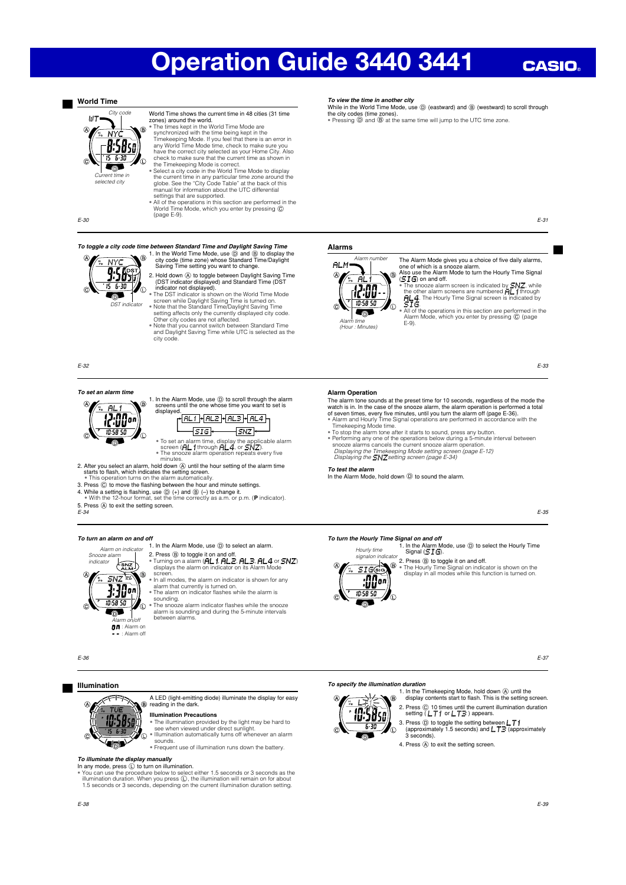# Operation Guide 3440 3441

## World Time

City code

Current time in selected city

World Time shows the current time in 48 cities (31 time zones) around the world.

- The times kept in the World Time Mode are synchronized with the time being kept in the Timekeeping Mode. If you feel that there is an error in any World Time Mode time, check to make sure you have the correct city selected as your Home City. Also check to make sure that the current time as shown in the Timekeeping Mode is correct.
- Select a city code in the World Time Mode to display the current time in any particular time zone around the globe. See the "City Code Table" at the back of this manual for information about the UTC differential settings that are supported.
- All of the operations in this section are performed in the World Time Mode, which you enter by pressing Ⓒ (page E-9).

### *To view the time in another city*

While in the World Time Mode, use Ⓓ (eastward) and Ⓑ (westward) to scroll through the city codes (time zones).

- Pressing Ⓓ and Ⓑ at the same time will jump to the UTC time zone.

### *To toggle a city code time between Standard Time and Daylight Saving Time*

DST indicator

1. In the World Time Mode, use Ⓓ and Ⓑ to display the city code (time zone) whose Standard Time/Daylight Saving Time setting you want to change.
2. Hold down Ⓐ to toggle between Daylight Saving Time (DST indicator displayed) and Standard Time (DST indicator not displayed).

- The DST indicator is shown on the World Time Mode screen while Daylight Saving Time is turned on.
- Note that the Standard Time/Daylight Saving Time setting affects only the currently displayed city code. Other city codes are not affected.
- Note that you cannot switch between Standard Time and Daylight Saving Time while UTC is selected as the city code.

## Alarms

Alarm number

Alarm time (Hour : Minutes)

The Alarm Mode gives you a choice of five daily alarms, one of which is a snooze alarm.

Also use the Alarm Mode to turn the Hourly Time Signal (SIG) on and off.

- The snooze alarm screen is indicated by SNZ, while the other alarm screens are numbered AL1 through AL4. The Hourly Time Signal screen is indicated by SIG.
- All of the operations in this section are performed in the Alarm Mode, which you enter by pressing Ⓒ (page E-9).

### *To set an alarm time*

1. In the Alarm Mode, use Ⓓ to scroll through the alarm screens until the one whose time you want to set is displayed.

   AL1 → AL2 → AL3 → AL4 → SNZ → SIG → AL1

   - To set an alarm time, display the applicable alarm screen (AL1 through AL4, or SNZ).
   - The snooze alarm operation repeats every five minutes.

2. After you select an alarm, hold down Ⓐ until the hour setting of the alarm time starts to flash, which indicates the setting screen.
   - This operation turns on the alarm automatically.
3. Press Ⓒ to move the flashing between the hour and minute settings.
4. While a setting is flashing, use Ⓓ (+) and Ⓑ (–) to change it.
   - With the 12-hour format, set the time correctly as a.m. or p.m. (**P** indicator).
5. Press Ⓐ to exit the setting screen.

## Alarm Operation

The alarm tone sounds at the preset time for 10 seconds, regardless of the mode the watch is in. In the case of the snooze alarm, the alarm operation is performed a total of seven times, every five minutes, until you turn the alarm off (page E-36).

- Alarm and Hourly Time Signal operations are performed in accordance with the Timekeeping Mode time.
- To stop the alarm tone after it starts to sound, press any button.
- Performing any one of the operations below during a 5-minute interval between snooze alarms cancels the current snooze alarm operation.
  *Displaying the Timekeeping Mode setting screen (page E-12)*
  *Displaying the SNZ setting screen (page E-34)*

### *To test the alarm*

In the Alarm Mode, hold down Ⓓ to sound the alarm.

### *To turn an alarm on and off*

Alarm on indicator

Snooze alarm indicator

Alarm on/off
on : Alarm on
-- : Alarm off

1. In the Alarm Mode, use Ⓓ to select an alarm.
2. Press Ⓑ to toggle it on and off.

- Turning on a alarm (AL1, AL2, AL3, AL4 or SNZ) displays the alarm on indicator on its Alarm Mode screen.
- In all modes, the alarm on indicator is shown for any alarm that currently is turned on.
- The alarm on indicator flashes while the alarm is sounding.
- The snooze alarm indicator flashes while the snooze alarm is sounding and during the 5-minute intervals between alarms.

### *To turn the Hourly Time Signal on and off*

Hourly time signalon indicator

1. In the Alarm Mode, use Ⓓ to select the Hourly Time Signal (SIG).
2. Press Ⓑ to toggle it on and off.

- The Hourly Time Signal on indicator is shown on the display in all modes while this function is turned on.

## Illumination

A LED (light-emitting diode) illuminate the display for easy reading in the dark.

### Illumination Precautions

- The illumination provided by the light may be hard to see when viewed under direct sunlight.
- Illumination automatically turns off whenever an alarm sounds.
- Frequent use of illumination runs down the battery.

### *To illuminate the display manually*

In any mode, press Ⓛ to turn on illumination.

- You can use the procedure below to select either 1.5 seconds or 3 seconds as the illumination duration. When you press Ⓛ, the illumination will remain on for about 1.5 seconds or 3 seconds, depending on the current illumination duration setting.

### *To specify the illumination duration*

1. In the Timekeeping Mode, hold down Ⓐ until the display contents start to flash. This is the setting screen.
2. Press Ⓒ 10 times until the current illumination duration setting (LT1 or LT3) appears.
3. Press Ⓓ to toggle the setting between LT1 (approximately 1.5 seconds) and LT3 (approximately 3 seconds).
4. Press Ⓐ to exit the setting screen.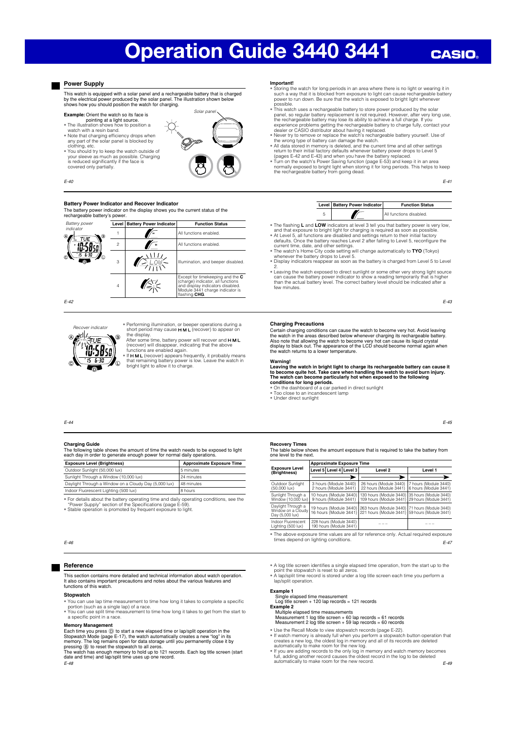# Operation Guide 3440 3441

## Power Supply

This watch is equipped with a solar panel and a rechargeable battery that is charged by the electrical power produced by the solar panel. The illustration shown below shows how you should position the watch for charging.

**Example:** Orient the watch so its face is pointing at a light source.

- The illustration shows how to position a watch with a resin band.
- Note that charging efficiency drops when any part of the solar panel is blocked by clothing, etc.
- You should try to keep the watch outside of your sleeve as much as possible. Charging is reduced significantly if the face is covered only partially.

Solar panel

**Important!**

- Storing the watch for long periods in an area where there is no light or wearing it in such a way that it is blocked from exposure to light can cause rechargeable battery power to run down. Be sure that the watch is exposed to bright light whenever possible.
- This watch uses a rechargeable battery to store power produced by the solar panel, so regular battery replacement is not required. However, after very long use, the rechargeable battery may lose its ability to achieve a full charge. If you experience problems getting the rechargeable battery to charge fully, contact your dealer or CASIO distributor about having it replaced.
- Never try to remove or replace the watch's rechargeable battery yourself. Use of the wrong type of battery can damage the watch.
- All data stored in memory is deleted, and the current time and all other settings return to their initial factory defaults whenever battery power drops to Level 5 (pages E-42 and E-43) and when you have the battery replaced.
- Turn on the watch's Power Saving function (page E-53) and keep it in an area normally exposed to bright light when storing it for long periods. This helps to keep the rechargeable battery from going dead.

### Battery Power Indicator and Recover Indicator

The battery power indicator on the display shows you the current status of the rechargeable battery's power.

Battery power indicator

| Level | Battery Power Indicator | Function Status |
|---|---|---|
| 1 | H | All functions enabled. |
| 2 | M | All functions enabled. |
| 3 | L LOW (flashing) | Illumination, and beeper disabled. |
| 4 | (flashing) | Except for timekeeping and the **C** (charge) indicator, all functions and display indicators disabled. Module 3441 charge indicator is flashing **CHG**. |
| 5 | | All functions disabled. |

- The flashing **L** and **LOW** indicators at level 3 tell you that battery power is very low, and that exposure to bright light for charging is required as soon as possible.
- At Level 5, all functions are disabled and settings return to their initial factory defaults. Once the battery reaches Level 2 after falling to Level 5, reconfigure the current time, date, and other settings.
- The watch's Home City code setting will change automatically to **TYO** (Tokyo) whenever the battery drops to Level 5.
- Display indicators reappear as soon as the battery is charged from Level 5 to Level 2.
- Leaving the watch exposed to direct sunlight or some other very strong light source can cause the battery power indicator to show a reading temporarily that is higher than the actual battery level. The correct battery level should be indicated after a few minutes.

Recover indicator

- Performing illumination, or beeper operations during a short period may cause **H M L** (recover) to appear on the display.
  After some time, battery power will recover and **H M L** (recover) will disappear, indicating that the above functions are enabled again.
- If **H M L** (recover) appears frequently, it probably means that remaining battery power is low. Leave the watch in bright light to allow it to charge.

### Charging Precautions

Certain charging conditions can cause the watch to become very hot. Avoid leaving the watch in the areas described below whenever charging its rechargeable battery. Also note that allowing the watch to become very hot can cause its liquid crystal display to black out. The appearance of the LCD should become normal again when the watch returns to a lower temperature.

**Warning!**

**Leaving the watch in bright light to charge its rechargeable battery can cause it to become quite hot. Take care when handling the watch to avoid burn injury. The watch can become particularly hot when exposed to the following conditions for long periods.**

- On the dashboard of a car parked in direct sunlight
- Too close to an incandescent lamp
- Under direct sunlight

### Charging Guide

The following table shows the amount of time the watch needs to be exposed to light each day in order to generate enough power for normal daily operations.

| Exposure Level (Brightness) | Approximate Exposure Time |
|---|---|
| Outdoor Sunlight (50,000 lux) | 5 minutes |
| Sunlight Through a Window (10,000 lux) | 24 minutes |
| Daylight Through a Window on a Cloudy Day (5,000 lux) | 48 minutes |
| Indoor Fluorescent Lighting (500 lux) | 8 hours |

- For details about the battery operating time and daily operating conditions, see the "Power Supply" section of the Specifications (page E-59).
- Stable operation is promoted by frequent exposure to light.

### Recovery Times

The table below shows the amount exposure that is required to take the battery from one level to the next.

| Exposure Level (Brightness) | Approximate Exposure Time | | |
|---|---|---|---|
| | Level 5 → Level 4 → Level 3 | Level 2 | Level 1 |
| Outdoor Sunlight (50,000 lux) | 3 hours (Module 3440)<br>2 hours (Module 3441) | 26 hours (Module 3440)<br>22 hours (Module 3441) | 7 hours (Module 3440)<br>6 hours (Module 3441) |
| Sunlight Through a Window (10,000 lux) | 10 hours (Module 3440)<br>9 hours (Module 3441) | 130 hours (Module 3440)<br>109 hours (Module 3441) | 35 hours (Module 3440)<br>29 hours (Module 3441) |
| Daylight Through a Window on a Cloudy Day (5,000 lux) | 19 hours (Module 3440)<br>16 hours (Module 3441) | 263 hours (Module 3440)<br>221 hours (Module 3441) | 71 hours (Module 3440)<br>59 hours (Module 3441) |
| Indoor Fluorescent Lighting (500 lux) | 228 hours (Module 3440)<br>190 hours (Module 3441) | --- | --- |

- The above exposure time values are all for reference only. Actual required exposure times depend on lighting conditions.

## Reference

This section contains more detailed and technical information about watch operation. It also contains important precautions and notes about the various features and functions of this watch.

### Stopwatch

- You can use lap time measurement to time how long it takes to complete a specific portion (such as a single lap) of a race.
- You can use split time measurement to time how long it takes to get from the start to a specific point in a race.

**Memory Management**

Each time you press Ⓓ to start a new elapsed time or lap/split operation in the Stopwatch Mode (page E-17), the watch automatically creates a new "log" in its memory. The log remains open for data storage until you permanently close it by pressing Ⓑ to reset the stopwatch to all zeros.
The watch has enough memory to hold up to 121 records. Each log title screen (start date and time) and lap/split time uses up one record.

- A log title screen identifies a single elapsed time operation, from the start up to the point the stopwatch is reset to all zeros.
- A lap/split time record is stored under a log title screen each time you perform a lap/split operation.

**Example 1**
Single elapsed time measurement
Log title screen + 120 lap records = 121 records

**Example 2**
Multiple elapsed time measurements
Measurement 1 log title screen + 60 lap records = 61 records
Measurement 2 log title screen + 59 lap records = 60 records

- Use the Recall Mode to view stopwatch records (page E-22).
- If watch memory is already full when you perform a stopwatch button operation that creates a new log, the oldest log in memory and all of its records are deleted automatically to make room for the new log.
- If you are adding records to the only log in memory and watch memory becomes full, adding another record causes the oldest record in the log to be deleted automatically to make room for the new record.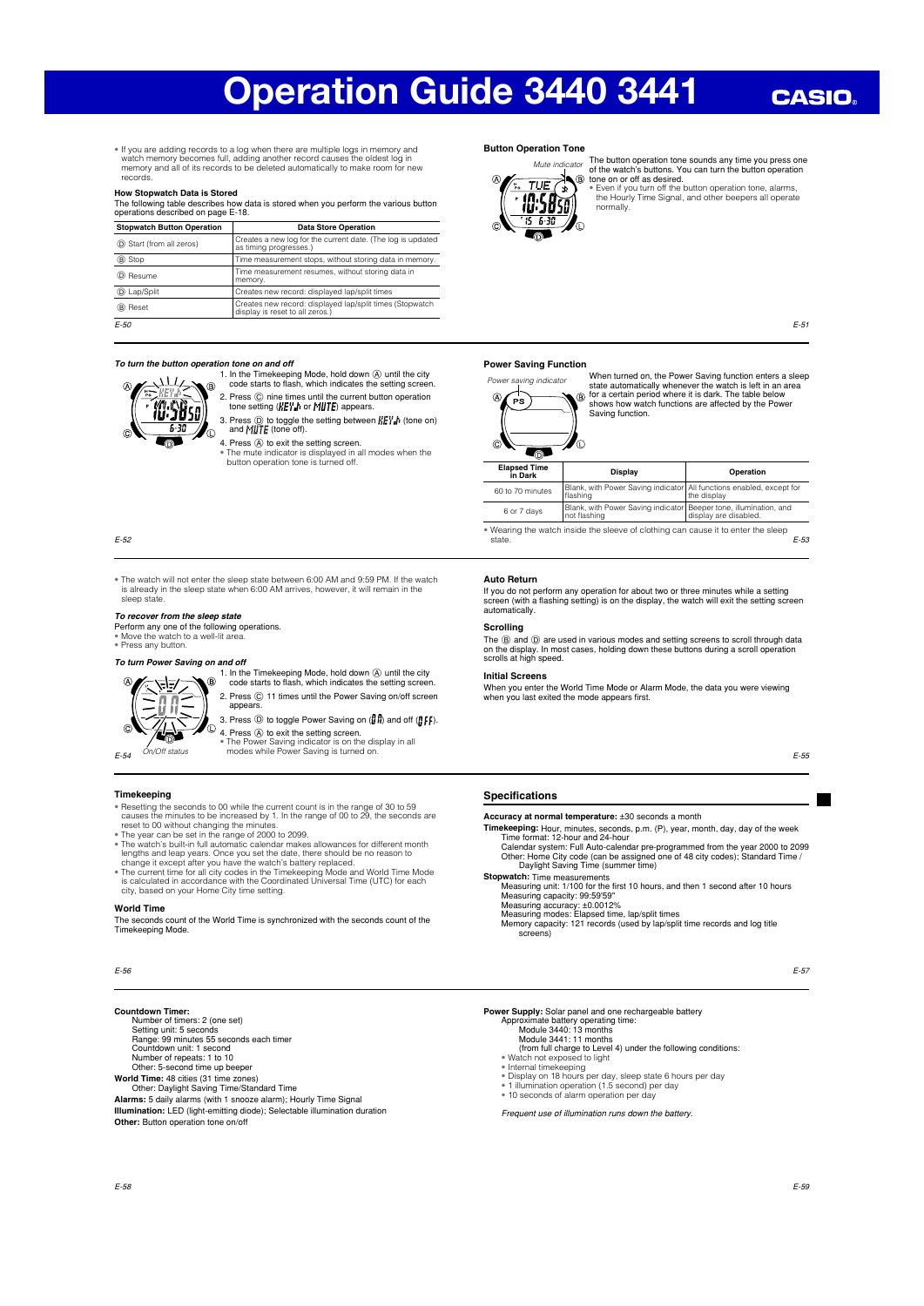# Operation Guide 3440 3441

CASIO

- If you are adding records to a log when there are multiple logs in memory and watch memory becomes full, adding another record causes the oldest log in memory and all of its records to be deleted automatically to make room for new records.

**How Stopwatch Data is Stored**

The following table describes how data is stored when you perform the various button operations described on page E-18.

| Stopwatch Button Operation | Data Store Operation |
|---|---|
| Ⓓ Start (from all zeros) | Creates a new log for the current date. (The log is updated as timing progresses.) |
| Ⓓ Stop | Time measurement stops, without storing data in memory. |
| Ⓓ Resume | Time measurement resumes, without storing data in memory. |
| Ⓛ Lap/Split | Creates new record: displayed lap/split times |
| Ⓑ Reset | Creates new record: displayed lap/split times (Stopwatch display is reset to all zeros.) |

## Button Operation Tone

Mute indicator

The button operation tone sounds any time you press one of the watch's buttons. You can turn the button operation tone on or off as desired.

- Even if you turn off the button operation tone, alarms, the Hourly Time Signal, and other beepers all operate normally.

### *To turn the button operation tone on and off*

1. In the Timekeeping Mode, hold down Ⓐ until the city code starts to flash, which indicates the setting screen.
2. Press Ⓒ nine times until the current button operation tone setting (KEY♪ or MUTE) appears.
3. Press Ⓓ to toggle the setting between KEY♪ (tone on) and MUTE (tone off).
4. Press Ⓐ to exit the setting screen.
   - The mute indicator is displayed in all modes when the button operation tone is turned off.

## Power Saving Function

Power saving indicator

When turned on, the Power Saving function enters a sleep state automatically whenever the watch is left in an area for a certain period where it is dark. The table below shows how watch functions are affected by the Power Saving function.

| Elapsed Time in Dark | Display | Operation |
|---|---|---|
| 60 to 70 minutes | Blank, with Power Saving indicator flashing | All functions enabled, except for the display |
| 6 or 7 days | Blank, with Power Saving indicator not flashing | Beeper tone, illumination, and display are disabled. |

- Wearing the watch inside the sleeve of clothing can cause it to enter the sleep state.

- The watch will not enter the sleep state between 6:00 AM and 9:59 PM. If the watch is already in the sleep state when 6:00 AM arrives, however, it will remain in the sleep state.

### *To recover from the sleep state*

Perform any one of the following operations.

- Move the watch to a well-lit area.
- Press any button.

### *To turn Power Saving on and off*

1. In the Timekeeping Mode, hold down Ⓐ until the city code starts to flash, which indicates the setting screen.
2. Press Ⓒ 11 times until the Power Saving on/off screen appears.
3. Press Ⓓ to toggle Power Saving on (On) and off (OFF).
4. Press Ⓐ to exit the setting screen.
   - The Power Saving indicator is on the display in all modes while Power Saving is turned on.

On/Off status

## Auto Return

If you do not perform any operation for about two or three minutes while a setting screen (with a flashing setting) is on the display, the watch will exit the setting screen automatically.

## Scrolling

The Ⓑ and Ⓓ are used in various modes and setting screens to scroll through data on the display. In most cases, holding down these buttons during a scroll operation scrolls at high speed.

## Initial Screens

When you enter the World Time Mode or Alarm Mode, the data you were viewing when you last exited the mode appears first.

## Timekeeping

- Resetting the seconds to 00 while the current count is in the range of 30 to 59 causes the minutes to be increased by 1. In the range of 00 to 29, the seconds are reset to 00 without changing the minutes.
- The year can be set in the range of 2000 to 2099.
- The watch's built-in full automatic calendar makes allowances for different month lengths and leap years. Once you set the date, there should be no reason to change it except after you have the watch's battery replaced.
- The current time for all city codes in the Timekeeping Mode and World Time Mode is calculated in accordance with the Coordinated Universal Time (UTC) for each city, based on your Home City time setting.

## World Time

The seconds count of the World Time is synchronized with the seconds count of the Timekeeping Mode.

## Specifications

**Accuracy at normal temperature:** ±30 seconds a month

**Timekeeping:** Hour, minutes, seconds, p.m. (P), year, month, day, day of the week
 Time format: 12-hour and 24-hour
 Calendar system: Full Auto-calendar pre-programmed from the year 2000 to 2099
 Other: Home City code (can be assigned one of 48 city codes); Standard Time / Daylight Saving Time (summer time)

**Stopwatch:** Time measurements
 Measuring unit: 1/100 for the first 10 hours, and then 1 second after 10 hours
 Measuring capacity: 99:59'59"
 Measuring accuracy: ±0.0012%
 Measuring modes: Elapsed time, lap/split times
 Memory capacity: 121 records (used by lap/split time records and log title screens)

**Countdown Timer:**
 Number of timers: 2 (one set)
 Setting unit: 5 seconds
 Range: 99 minutes 55 seconds each timer
 Countdown unit: 1 second
 Number of repeats: 1 to 10
 Other: 5-second time up beeper

**World Time:** 48 cities (31 time zones)
 Other: Daylight Saving Time/Standard Time

**Alarms:** 5 daily alarms (with 1 snooze alarm); Hourly Time Signal

**Illumination:** LED (light-emitting diode); Selectable illumination duration

**Other:** Button operation tone on/off

**Power Supply:** Solar panel and one rechargeable battery
 Approximate battery operating time:
 Module 3440: 13 months
 Module 3441: 11 months
 (from full charge to Level 4) under the following conditions:

- Watch not exposed to light
- Internal timekeeping
- Display on 18 hours per day, sleep state 6 hours per day
- 1 illumination operation (1.5 second) per day
- 10 seconds of alarm operation per day

*Frequent use of illumination runs down the battery.*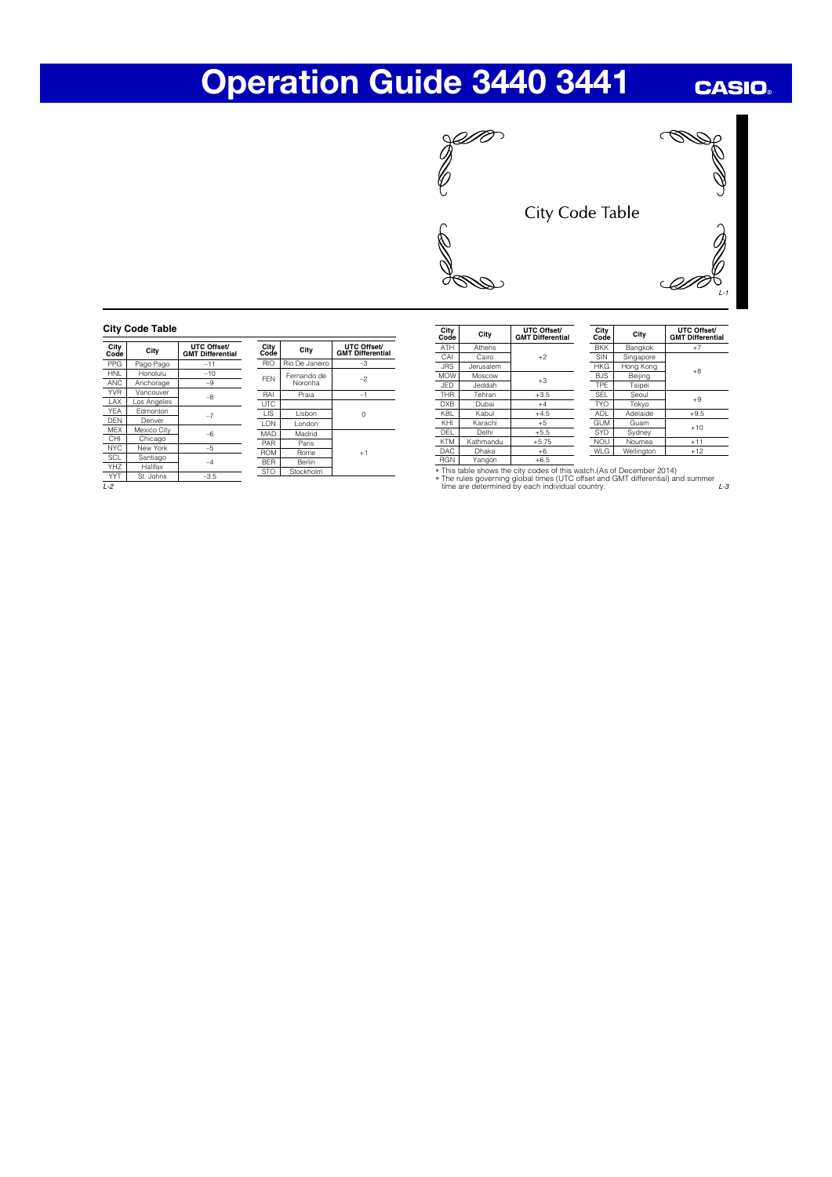# Operation Guide 3440 3441

City Code Table

## City Code Table

| City Code | City | UTC Offset/ GMT Differential |
|---|---|---|
| PPG | Pago Pago | –11 |
| HNL | Honolulu | –10 |
| ANC | Anchorage | –9 |
| YVR | Vancouver | –8 |
| LAX | Los Angeles | |
| YEA | Edmonton | –7 |
| DEN | Denver | |
| MEX | Mexico City | –6 |
| CHI | Chicago | |
| NYC | New York | –5 |
| SCL | Santiago | –4 |
| YHZ | Halifax | |
| YYT | St. Johns | –3.5 |
| RIO | Rio De Janeiro | –3 |
| FEN | Fernando de Noronha | –2 |
| RAI | Praia | –1 |
| UTC | | 0 |
| LIS | Lisbon | |
| LON | London | |
| MAD | Madrid | +1 |
| PAR | Paris | |
| ROM | Rome | |
| BER | Berlin | |
| STO | Stockholm | |
| ATH | Athens | +2 |
| CAI | Cairo | |
| JRS | Jerusalem | |
| MOW | Moscow | +3 |
| JED | Jeddah | |
| THR | Tehran | +3.5 |
| DXB | Dubai | +4 |
| KBL | Kabul | +4.5 |
| KHI | Karachi | +5 |
| DEL | Delhi | +5.5 |
| KTM | Kathmandu | +5.75 |
| DAC | Dhaka | +6 |
| RGN | Yangon | +6.5 |
| BKK | Bangkok | +7 |
| SIN | Singapore | +8 |
| HKG | Hong Kong | |
| BJS | Beijing | |
| TPE | Taipei | |
| SEL | Seoul | +9 |
| TYO | Tokyo | |
| ADL | Adelaide | +9.5 |
| GUM | Guam | +10 |
| SYD | Sydney | |
| NOU | Noumea | +11 |
| WLG | Wellington | +12 |

- This table shows the city codes of this watch.(As of December 2014)
- The rules governing global times (UTC offset and GMT differential) and summer time are determined by each individual country.